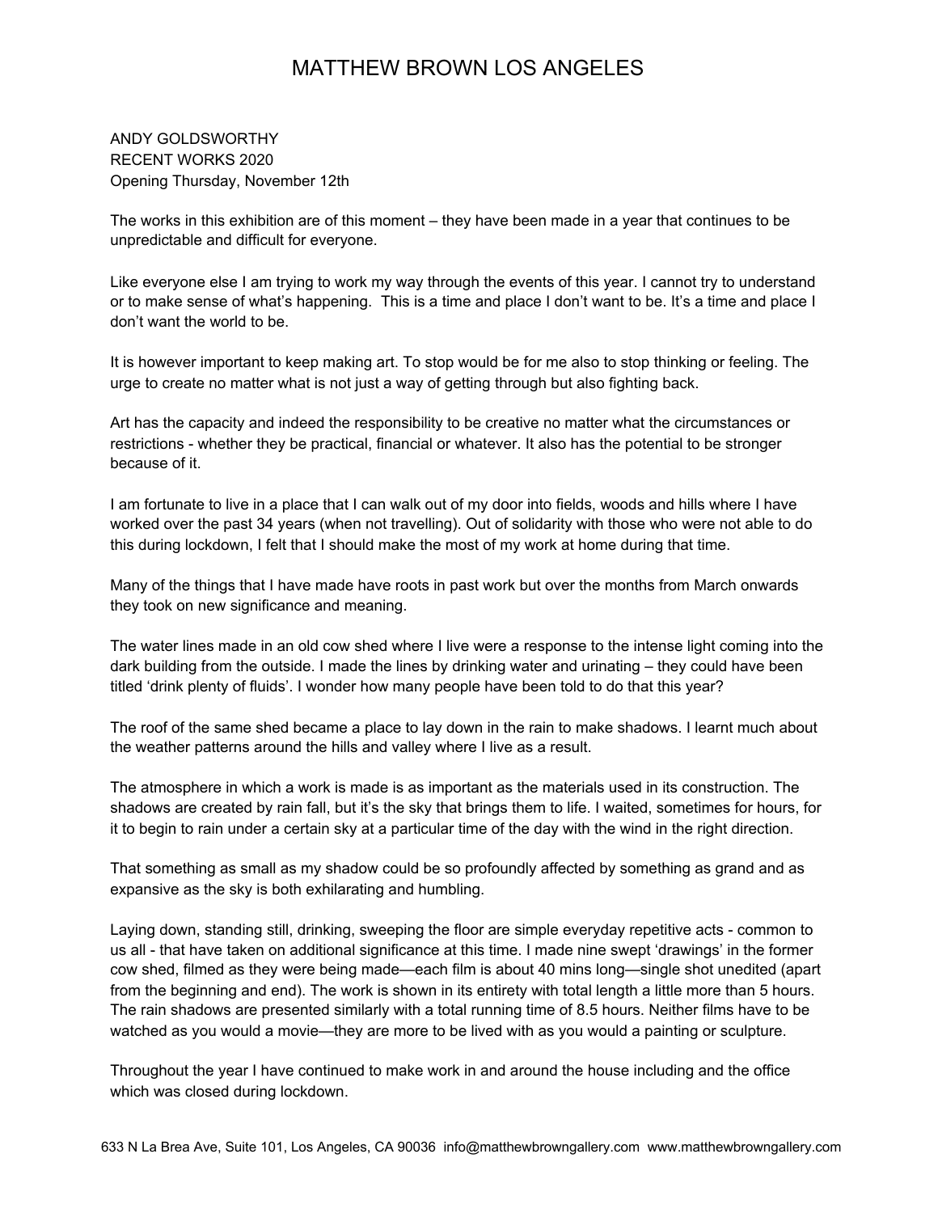# MATTHEW BROWN LOS ANGELES

ANDY GOLDSWORTHY
RECENT WORKS 2020
Opening Thursday, November 12th

The works in this exhibition are of this moment – they have been made in a year that continues to be unpredictable and difficult for everyone.

Like everyone else I am trying to work my way through the events of this year. I cannot try to understand or to make sense of what's happening. This is a time and place I don't want to be. It's a time and place I don't want the world to be.

It is however important to keep making art. To stop would be for me also to stop thinking or feeling. The urge to create no matter what is not just a way of getting through but also fighting back.

Art has the capacity and indeed the responsibility to be creative no matter what the circumstances or restrictions - whether they be practical, financial or whatever. It also has the potential to be stronger because of it.

I am fortunate to live in a place that I can walk out of my door into fields, woods and hills where I have worked over the past 34 years (when not travelling). Out of solidarity with those who were not able to do this during lockdown, I felt that I should make the most of my work at home during that time.

Many of the things that I have made have roots in past work but over the months from March onwards they took on new significance and meaning.

The water lines made in an old cow shed where I live were a response to the intense light coming into the dark building from the outside. I made the lines by drinking water and urinating – they could have been titled 'drink plenty of fluids'. I wonder how many people have been told to do that this year?

The roof of the same shed became a place to lay down in the rain to make shadows. I learnt much about the weather patterns around the hills and valley where I live as a result.

The atmosphere in which a work is made is as important as the materials used in its construction. The shadows are created by rain fall, but it's the sky that brings them to life. I waited, sometimes for hours, for it to begin to rain under a certain sky at a particular time of the day with the wind in the right direction.

That something as small as my shadow could be so profoundly affected by something as grand and as expansive as the sky is both exhilarating and humbling.

Laying down, standing still, drinking, sweeping the floor are simple everyday repetitive acts - common to us all - that have taken on additional significance at this time. I made nine swept 'drawings' in the former cow shed, filmed as they were being made—each film is about 40 mins long—single shot unedited (apart from the beginning and end). The work is shown in its entirety with total length a little more than 5 hours. The rain shadows are presented similarly with a total running time of 8.5 hours. Neither films have to be watched as you would a movie—they are more to be lived with as you would a painting or sculpture.

Throughout the year I have continued to make work in and around the house including and the office which was closed during lockdown.

633 N La Brea Ave, Suite 101, Los Angeles, CA 90036 info@matthewbrowngallery.com www.matthewbrowngallery.com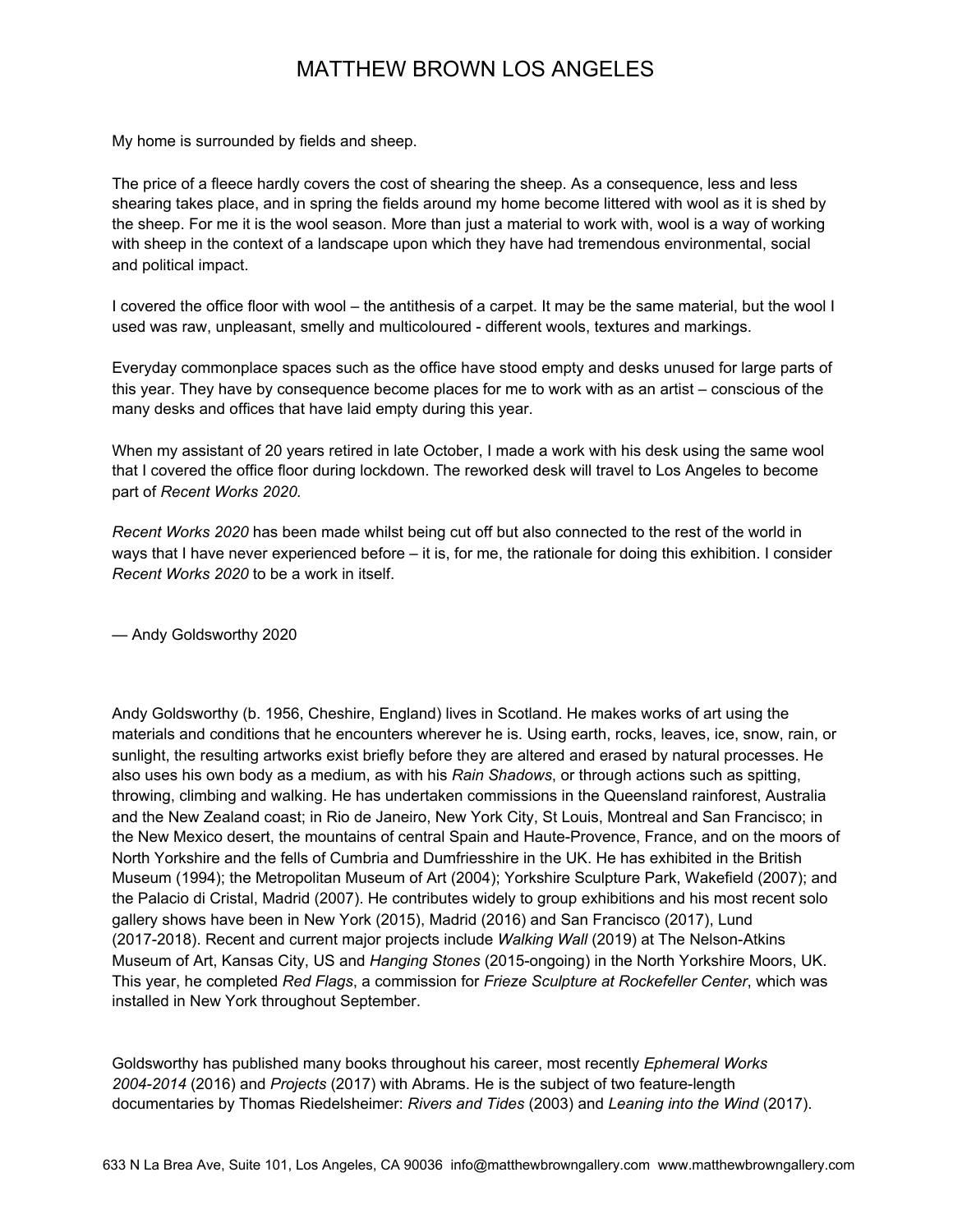My home is surrounded by fields and sheep.

The price of a fleece hardly covers the cost of shearing the sheep. As a consequence, less and less shearing takes place, and in spring the fields around my home become littered with wool as it is shed by the sheep. For me it is the wool season. More than just a material to work with, wool is a way of working with sheep in the context of a landscape upon which they have had tremendous environmental, social and political impact.

I covered the office floor with wool – the antithesis of a carpet. It may be the same material, but the wool I used was raw, unpleasant, smelly and multicoloured - different wools, textures and markings.

Everyday commonplace spaces such as the office have stood empty and desks unused for large parts of this year. They have by consequence become places for me to work with as an artist – conscious of the many desks and offices that have laid empty during this year.

When my assistant of 20 years retired in late October, I made a work with his desk using the same wool that I covered the office floor during lockdown. The reworked desk will travel to Los Angeles to become part of *Recent Works 2020.*

*Recent Works 2020* has been made whilst being cut off but also connected to the rest of the world in ways that I have never experienced before – it is, for me, the rationale for doing this exhibition. I consider *Recent Works 2020* to be a work in itself.

— Andy Goldsworthy 2020

Andy Goldsworthy (b. 1956, Cheshire, England) lives in Scotland. He makes works of art using the materials and conditions that he encounters wherever he is. Using earth, rocks, leaves, ice, snow, rain, or sunlight, the resulting artworks exist briefly before they are altered and erased by natural processes. He also uses his own body as a medium, as with his *Rain Shadows*, or through actions such as spitting, throwing, climbing and walking. He has undertaken commissions in the Queensland rainforest, Australia and the New Zealand coast; in Rio de Janeiro, New York City, St Louis, Montreal and San Francisco; in the New Mexico desert, the mountains of central Spain and Haute-Provence, France, and on the moors of North Yorkshire and the fells of Cumbria and Dumfriesshire in the UK. He has exhibited in the British Museum (1994); the Metropolitan Museum of Art (2004); Yorkshire Sculpture Park, Wakefield (2007); and the Palacio di Cristal, Madrid (2007). He contributes widely to group exhibitions and his most recent solo gallery shows have been in New York (2015), Madrid (2016) and San Francisco (2017), Lund (2017-2018). Recent and current major projects include *Walking Wall* (2019) at The Nelson-Atkins Museum of Art, Kansas City, US and *Hanging Stones* (2015-ongoing) in the North Yorkshire Moors, UK. This year, he completed *Red Flags*, a commission for *Frieze Sculpture at Rockefeller Center*, which was installed in New York throughout September.

Goldsworthy has published many books throughout his career, most recently *Ephemeral Works 2004-2014* (2016) and *Projects* (2017) with Abrams. He is the subject of two feature-length documentaries by Thomas Riedelsheimer: *Rivers and Tides* (2003) and *Leaning into the Wind* (2017).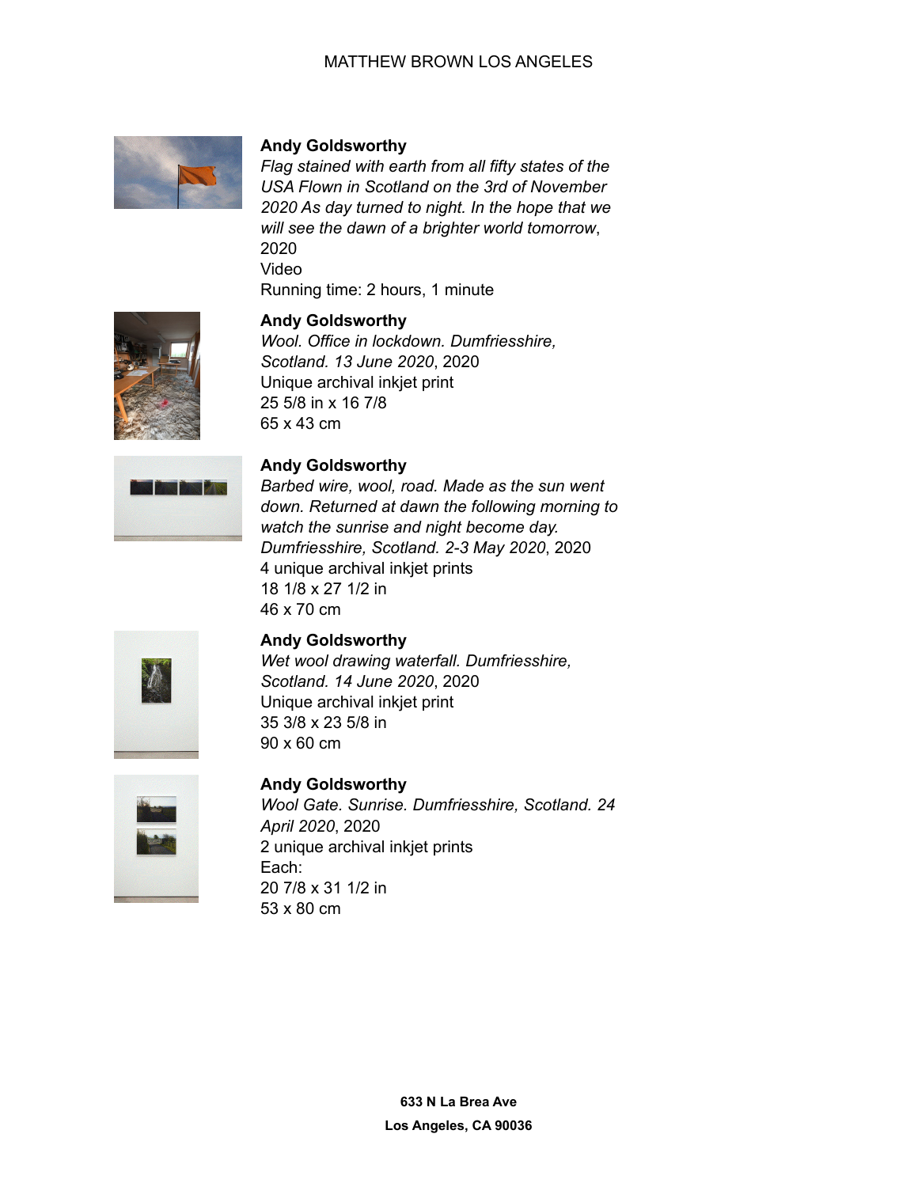**Andy Goldsworthy**
*Flag stained with earth from all fifty states of the USA Flown in Scotland on the 3rd of November 2020 As day turned to night. In the hope that we will see the dawn of a brighter world tomorrow*, 2020
Video
Running time: 2 hours, 1 minute

**Andy Goldsworthy**
*Wool. Office in lockdown. Dumfriesshire, Scotland. 13 June 2020*, 2020
Unique archival inkjet print
25 5/8 in x 16 7/8
65 x 43 cm

**Andy Goldsworthy**
*Barbed wire, wool, road. Made as the sun went down. Returned at dawn the following morning to watch the sunrise and night become day. Dumfriesshire, Scotland. 2-3 May 2020*, 2020
4 unique archival inkjet prints
18 1/8 x 27 1/2 in
46 x 70 cm

**Andy Goldsworthy**
*Wet wool drawing waterfall. Dumfriesshire, Scotland. 14 June 2020*, 2020
Unique archival inkjet print
35 3/8 x 23 5/8 in
90 x 60 cm

**Andy Goldsworthy**
*Wool Gate. Sunrise. Dumfriesshire, Scotland. 24 April 2020*, 2020
2 unique archival inkjet prints
Each:
20 7/8 x 31 1/2 in
53 x 80 cm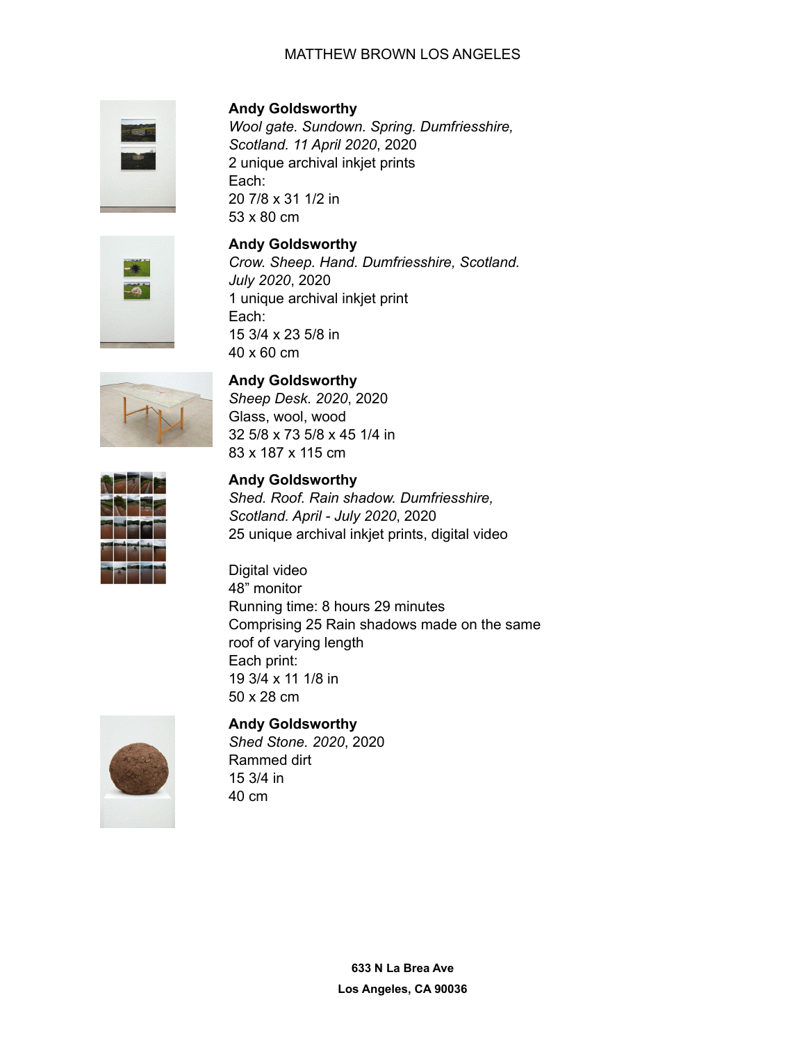**Andy Goldsworthy**
*Wool gate. Sundown. Spring. Dumfriesshire, Scotland. 11 April 2020*, 2020
2 unique archival inkjet prints
Each:
20 7/8 x 31 1/2 in
53 x 80 cm

**Andy Goldsworthy**
*Crow. Sheep. Hand. Dumfriesshire, Scotland. July 2020*, 2020
1 unique archival inkjet print
Each:
15 3/4 x 23 5/8 in
40 x 60 cm

**Andy Goldsworthy**
*Sheep Desk. 2020*, 2020
Glass, wool, wood
32 5/8 x 73 5/8 x 45 1/4 in
83 x 187 x 115 cm

**Andy Goldsworthy**
*Shed. Roof. Rain shadow. Dumfriesshire, Scotland. April - July 2020*, 2020
25 unique archival inkjet prints, digital video

Digital video
48" monitor
Running time: 8 hours 29 minutes
Comprising 25 Rain shadows made on the same roof of varying length
Each print:
19 3/4 x 11 1/8 in
50 x 28 cm

**Andy Goldsworthy**
*Shed Stone. 2020*, 2020
Rammed dirt
15 3/4 in
40 cm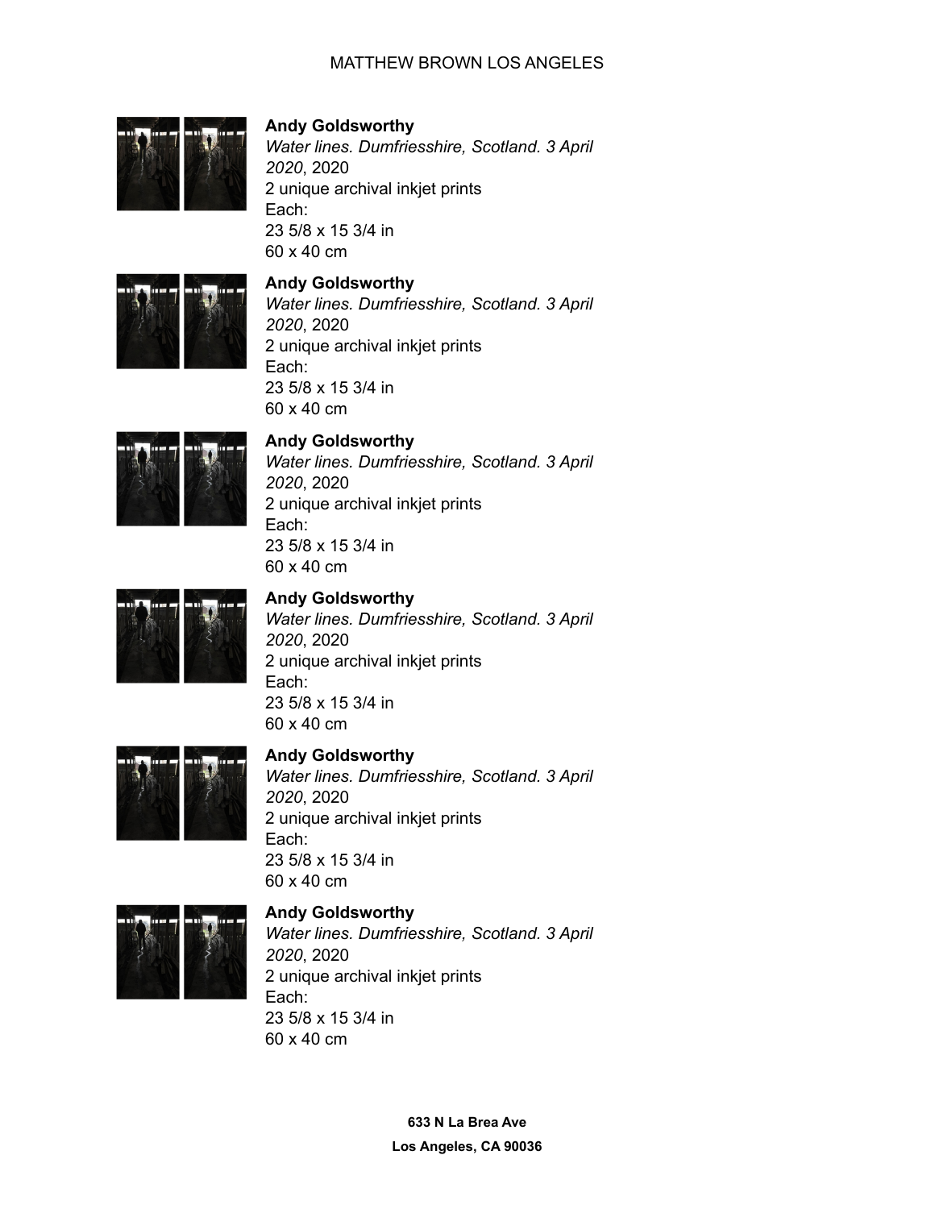**Andy Goldsworthy**
*Water lines. Dumfriesshire, Scotland. 3 April 2020*, 2020
2 unique archival inkjet prints
Each:
23 5/8 x 15 3/4 in
60 x 40 cm

**Andy Goldsworthy**
*Water lines. Dumfriesshire, Scotland. 3 April 2020*, 2020
2 unique archival inkjet prints
Each:
23 5/8 x 15 3/4 in
60 x 40 cm

**Andy Goldsworthy**
*Water lines. Dumfriesshire, Scotland. 3 April 2020*, 2020
2 unique archival inkjet prints
Each:
23 5/8 x 15 3/4 in
60 x 40 cm

**Andy Goldsworthy**
*Water lines. Dumfriesshire, Scotland. 3 April 2020*, 2020
2 unique archival inkjet prints
Each:
23 5/8 x 15 3/4 in
60 x 40 cm

**Andy Goldsworthy**
*Water lines. Dumfriesshire, Scotland. 3 April 2020*, 2020
2 unique archival inkjet prints
Each:
23 5/8 x 15 3/4 in
60 x 40 cm

**Andy Goldsworthy**
*Water lines. Dumfriesshire, Scotland. 3 April 2020*, 2020
2 unique archival inkjet prints
Each:
23 5/8 x 15 3/4 in
60 x 40 cm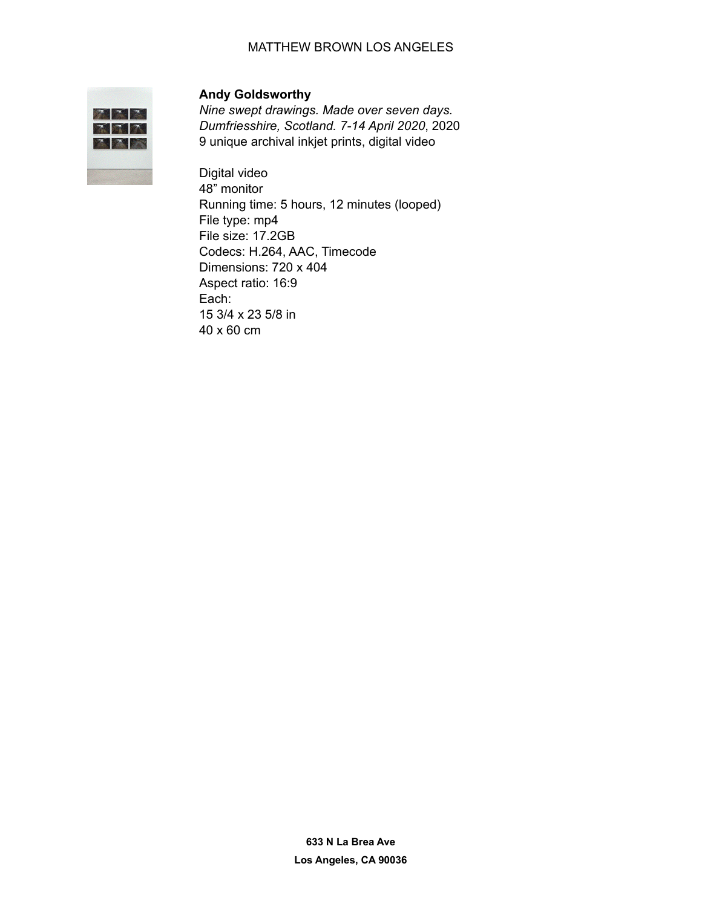**Andy Goldsworthy**
*Nine swept drawings. Made over seven days. Dumfriesshire, Scotland. 7-14 April 2020*, 2020
9 unique archival inkjet prints, digital video

Digital video
48” monitor
Running time: 5 hours, 12 minutes (looped)
File type: mp4
File size: 17.2GB
Codecs: H.264, AAC, Timecode
Dimensions: 720 x 404
Aspect ratio: 16:9
Each:
15 3/4 x 23 5/8 in
40 x 60 cm